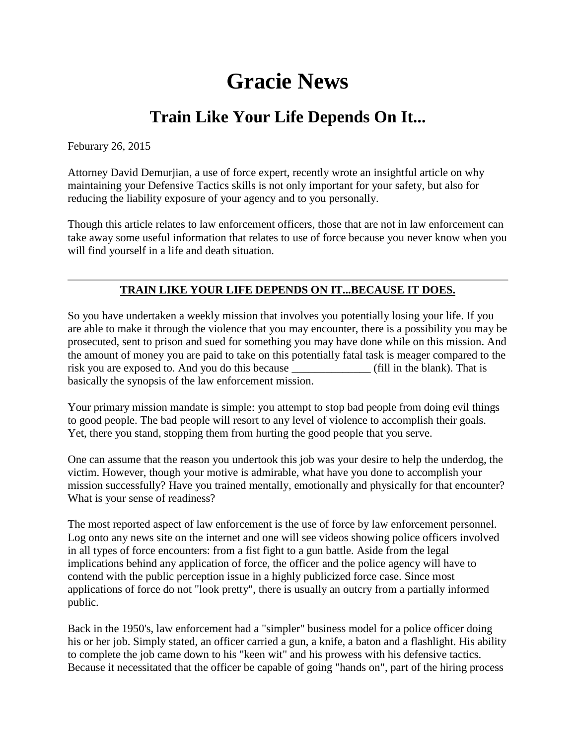# Gracie News

## Train Like Your Life Depends On It...

Feburary 26, 2015

Attorney David Demurjian, a use of force expert, recently wrote an insightful article on why maintaining your Defensive Tactics skills is not only important for your safety, but also for reducing the liability exposure of your agency and to you personally.

Though this article relates to law enforcement officers, those that are not in law enforcement can take away some useful information that relates to use of force because you never know when you will find yourself in a life and death situation.

---

**TRAIN LIKE YOUR LIFE DEPENDS ON IT...BECAUSE IT DOES.**

So you have undertaken a weekly mission that involves you potentially losing your life. If you are able to make it through the violence that you may encounter, there is a possibility you may be prosecuted, sent to prison and sued for something you may have done while on this mission. And the amount of money you are paid to take on this potentially fatal task is meager compared to the risk you are exposed to. And you do this because ______________ (fill in the blank). That is basically the synopsis of the law enforcement mission.

Your primary mission mandate is simple: you attempt to stop bad people from doing evil things to good people. The bad people will resort to any level of violence to accomplish their goals. Yet, there you stand, stopping them from hurting the good people that you serve.

One can assume that the reason you undertook this job was your desire to help the underdog, the victim. However, though your motive is admirable, what have you done to accomplish your mission successfully? Have you trained mentally, emotionally and physically for that encounter? What is your sense of readiness?

The most reported aspect of law enforcement is the use of force by law enforcement personnel. Log onto any news site on the internet and one will see videos showing police officers involved in all types of force encounters: from a fist fight to a gun battle. Aside from the legal implications behind any application of force, the officer and the police agency will have to contend with the public perception issue in a highly publicized force case. Since most applications of force do not "look pretty", there is usually an outcry from a partially informed public.

Back in the 1950's, law enforcement had a "simpler" business model for a police officer doing his or her job. Simply stated, an officer carried a gun, a knife, a baton and a flashlight. His ability to complete the job came down to his "keen wit" and his prowess with his defensive tactics. Because it necessitated that the officer be capable of going "hands on", part of the hiring process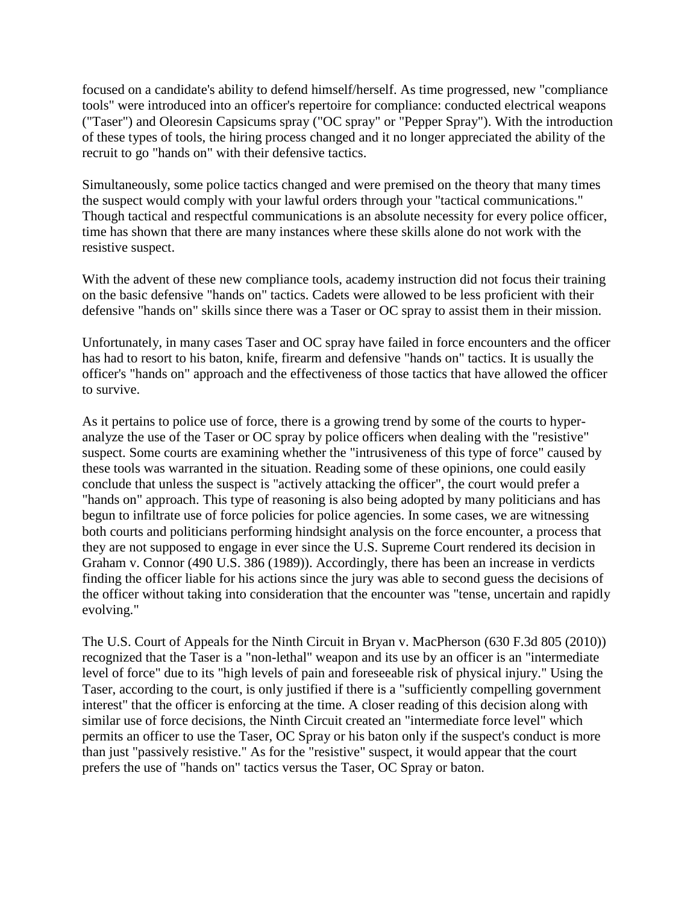focused on a candidate's ability to defend himself/herself. As time progressed, new "compliance tools" were introduced into an officer's repertoire for compliance: conducted electrical weapons ("Taser") and Oleoresin Capsicums spray ("OC spray" or "Pepper Spray"). With the introduction of these types of tools, the hiring process changed and it no longer appreciated the ability of the recruit to go "hands on" with their defensive tactics.

Simultaneously, some police tactics changed and were premised on the theory that many times the suspect would comply with your lawful orders through your "tactical communications." Though tactical and respectful communications is an absolute necessity for every police officer, time has shown that there are many instances where these skills alone do not work with the resistive suspect.

With the advent of these new compliance tools, academy instruction did not focus their training on the basic defensive "hands on" tactics. Cadets were allowed to be less proficient with their defensive "hands on" skills since there was a Taser or OC spray to assist them in their mission.

Unfortunately, in many cases Taser and OC spray have failed in force encounters and the officer has had to resort to his baton, knife, firearm and defensive "hands on" tactics. It is usually the officer's "hands on" approach and the effectiveness of those tactics that have allowed the officer to survive.

As it pertains to police use of force, there is a growing trend by some of the courts to hyper-analyze the use of the Taser or OC spray by police officers when dealing with the "resistive" suspect. Some courts are examining whether the "intrusiveness of this type of force" caused by these tools was warranted in the situation. Reading some of these opinions, one could easily conclude that unless the suspect is "actively attacking the officer", the court would prefer a "hands on" approach. This type of reasoning is also being adopted by many politicians and has begun to infiltrate use of force policies for police agencies. In some cases, we are witnessing both courts and politicians performing hindsight analysis on the force encounter, a process that they are not supposed to engage in ever since the U.S. Supreme Court rendered its decision in Graham v. Connor (490 U.S. 386 (1989)). Accordingly, there has been an increase in verdicts finding the officer liable for his actions since the jury was able to second guess the decisions of the officer without taking into consideration that the encounter was "tense, uncertain and rapidly evolving."

The U.S. Court of Appeals for the Ninth Circuit in Bryan v. MacPherson (630 F.3d 805 (2010)) recognized that the Taser is a "non-lethal" weapon and its use by an officer is an "intermediate level of force" due to its "high levels of pain and foreseeable risk of physical injury." Using the Taser, according to the court, is only justified if there is a "sufficiently compelling government interest" that the officer is enforcing at the time. A closer reading of this decision along with similar use of force decisions, the Ninth Circuit created an "intermediate force level" which permits an officer to use the Taser, OC Spray or his baton only if the suspect's conduct is more than just "passively resistive." As for the "resistive" suspect, it would appear that the court prefers the use of "hands on" tactics versus the Taser, OC Spray or baton.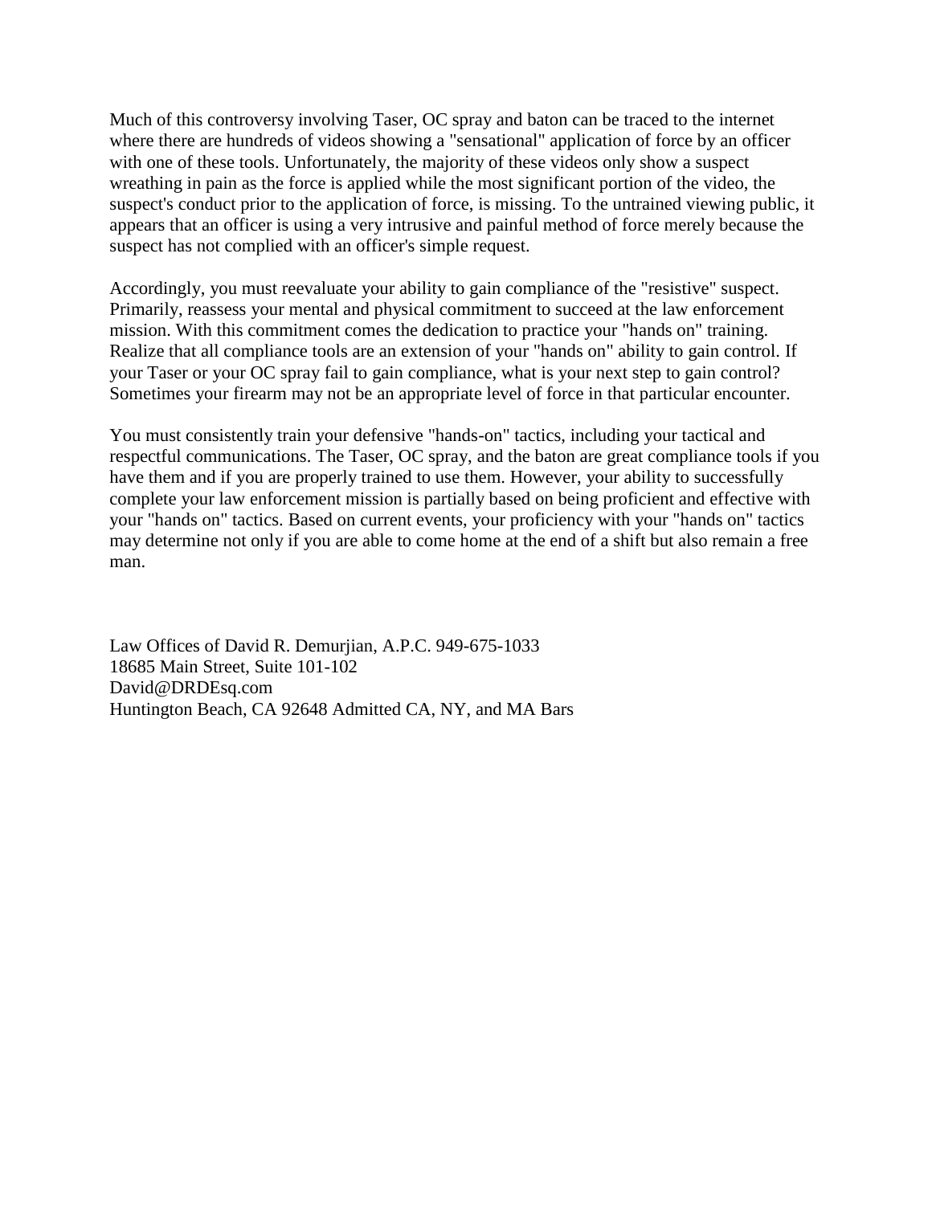Much of this controversy involving Taser, OC spray and baton can be traced to the internet where there are hundreds of videos showing a "sensational" application of force by an officer with one of these tools. Unfortunately, the majority of these videos only show a suspect wreathing in pain as the force is applied while the most significant portion of the video, the suspect's conduct prior to the application of force, is missing. To the untrained viewing public, it appears that an officer is using a very intrusive and painful method of force merely because the suspect has not complied with an officer's simple request.

Accordingly, you must reevaluate your ability to gain compliance of the "resistive" suspect. Primarily, reassess your mental and physical commitment to succeed at the law enforcement mission. With this commitment comes the dedication to practice your "hands on" training. Realize that all compliance tools are an extension of your "hands on" ability to gain control. If your Taser or your OC spray fail to gain compliance, what is your next step to gain control? Sometimes your firearm may not be an appropriate level of force in that particular encounter.

You must consistently train your defensive "hands-on" tactics, including your tactical and respectful communications. The Taser, OC spray, and the baton are great compliance tools if you have them and if you are properly trained to use them. However, your ability to successfully complete your law enforcement mission is partially based on being proficient and effective with your "hands on" tactics. Based on current events, your proficiency with your "hands on" tactics may determine not only if you are able to come home at the end of a shift but also remain a free man.

Law Offices of David R. Demurjian, A.P.C. 949-675-1033
18685 Main Street, Suite 101-102
David@DRDEsq.com
Huntington Beach, CA 92648 Admitted CA, NY, and MA Bars